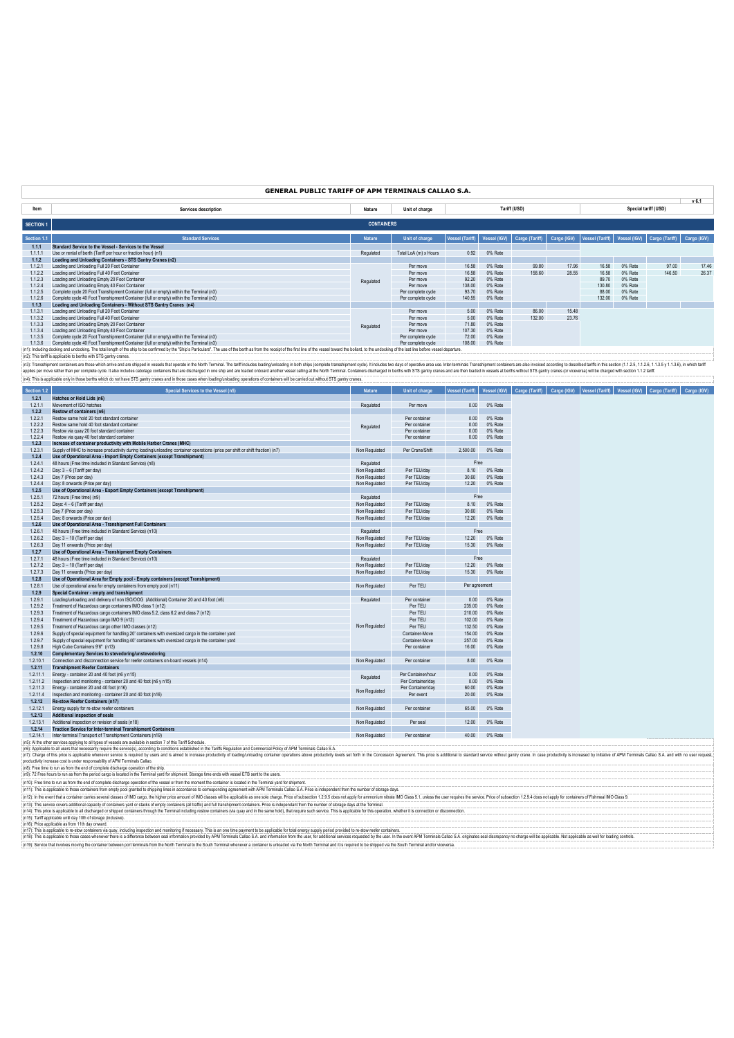# GENERAL PUBLIC TARIFF OF APM TERMINALS CALLAO S.A.

v 6.1

| Item | Services description | Nature | Unit of charge | Tariff (USD) | | | | Special tariff (USD) | | | |
|---|---|---|---|---|---|---|---|---|---|---|---|
| **SECTION 1** | **CONTAINERS** | | | | | | | | | | |
| **Section 1.1** | **Standard Services** | **Nature** | **Unit of charge** | **Vessel (Tariff)** | **Vessel (IGV)** | **Cargo (Tariff)** | **Cargo (IGV)** | **Vessel (Tariff)** | **Vessel (IGV)** | **Cargo (Tariff)** | **Cargo (IGV)** |
| **1.1.1** | **Standard Service to the Vessel - Services to the Vessel** | | | | | | | | | | |
| 1.1.1.1 | Use or rental of berth (Tariff per hour or fraction hour) (n1) | Regulated | Total LoA (m) x Hours | 0.92 | 0% Rate | | | | | | |
| **1.1.2** | **Loading and Unloading Containers - STS Gantry Cranes (n2)** | | | | | | | | | | |
| 1.1.2.1 | Loading and Unloading Full 20 Foot Container | Regulated | Per move | 16.58 | 0% Rate | 99.80 | 17.96 | 16.58 | 0% Rate | 97.00 | 17.46 |
| 1.1.2.2 | Loading and Unloading Full 40 Foot Container | | Per move | 16.58 | 0% Rate | 158.60 | 28.55 | 16.58 | 0% Rate | 146.50 | 26.37 |
| 1.1.2.3 | Loading and Unloading Empty 20 Foot Container | | Per move | 92.20 | 0% Rate | | | 89.70 | 0% Rate | | |
| 1.1.2.4 | Loading and Unloading Empty 40 Foot Container | | Per move | 138.00 | 0% Rate | | | 130.80 | 0% Rate | | |
| 1.1.2.5 | Complete cycle 20 Foot Transhipment Container (full or empty) within the Terminal (n3) | | Per complete cycle | 93.70 | 0% Rate | | | 88.00 | 0% Rate | | |
| 1.1.2.6 | Complete cycle 40 Foot Transhipment Container (full or empty) within the Terminal (n3) | | Per complete cycle | 140.55 | 0% Rate | | | 132.00 | 0% Rate | | |
| **1.1.3** | **Loading and Unloading Containers - Without STS Gantry Cranes (n4)** | | | | | | | | | | |
| 1.1.3.1 | Loading and Unloading Full 20 Foot Container | Regulated | Per move | 5.00 | 0% Rate | 86.00 | 15.48 | | | | |
| 1.1.3.2 | Loading and Unloading Full 40 Foot Container | | Per move | 5.00 | 0% Rate | 132.00 | 23.76 | | | | |
| 1.1.3.3 | Loading and Unloading Empty 20 Foot Container | | Per move | 71.80 | 0% Rate | | | | | | |
| 1.1.3.4 | Loading and Unloading Empty 40 Foot Container | | Per move | 107.30 | 0% Rate | | | | | | |
| 1.1.3.5 | Complete cycle 20 Foot Transhipment Container (full or empty) within the Terminal (n3) | | Per complete cycle | 72.00 | 0% Rate | | | | | | |
| 1.1.3.6 | Complete cycle 40 Foot Transhipment Container (full or empty) within the Terminal (n3) | | Per complete cycle | 108.00 | 0% Rate | | | | | | |

(n1): Including docking and undocking. The total length of the ship to be confirmed by the "Ship's Particulars". The use of the berth as from the receipt of the first line of the vessel toward the bollard, to the undocking of the last line before vessel departure.

(n2): This tariff is applicable to berths with STS gantry cranes.

(n3): Transhipment containers are those which arrive and are shipped in vessels that operate in the North Terminal. The tariff includes loading/unloading in both ships (complete transhipment cycle). It includes two days of operative area use. Inter-terminals Transhipment containers are also invoiced according to described tariffs in this section (1.1.2.5, 1.1.2.6, 1.1.3.5 y 1.1.3.6), in which tariff applies per move rather than per complete cycle. It also includes cabotage containers that are discharged in one ship and are loaded onboard another vessel calling at the North Terminal. Containers discharged in berths with STS gantry cranes and are then loaded in vessels at berths without STS gantry cranes (or viceversa) will be charged with section 1.1.2 tariff.

(n4): This is applicable only in those berths which do not have STS gantry cranes and in those cases when loading/unloading operations of containers will be carried out without STS gantry cranes.

| Section 1.2 | Special Services to the Vessel (n5) | Nature | Unit of charge | Vessel (Tariff) | Vessel (IGV) | Cargo (Tariff) | Cargo (IGV) | Vessel (Tariff) | Vessel (IGV) | Cargo (Tariff) | Cargo (IGV) |
|---|---|---|---|---|---|---|---|---|---|---|---|
| **1.2.1** | **Hatches or Hold Lids (n6)** | | | | | | | | | | |
| 1.2.1.1 | Movement of ISO hatches | Regulated | Per move | 0.00 | 0% Rate | | | | | | |
| **1.2.2** | **Restow of containers (n6)** | | | | | | | | | | |
| 1.2.2.1 | Restow same hold 20 foot standard container | Regulated | Per container | 0.00 | 0% Rate | | | | | | |
| 1.2.2.2 | Restow same hold 40 foot standard container | | Per container | 0.00 | 0% Rate | | | | | | |
| 1.2.2.3 | Restow via quay 20 foot standard container | | Per container | 0.00 | 0% Rate | | | | | | |
| 1.2.2.4 | Restow via quay 40 foot standard container | | Per container | 0.00 | 0% Rate | | | | | | |
| **1.2.3** | **Increase of container productivity with Mobile Harbor Cranes (MHC)** | | | | | | | | | | |
| 1.2.3.1 | Supply of MHC to increase productivity during loading/unloading container operations (price per shift or shift fraction) (n7) | Non Regulated | Per Crane/Shift | 2,500.00 | 0% Rate | | | | | | |
| **1.2.4** | **Use of Operational Area - Import Empty Containers (except Transhipment)** | | | | | | | | | | |
| 1.2.4.1 | 48 hours (Free time included in Standard Service) (n8) | Regulated | | Free | | | | | | | |
| 1.2.4.2 | Day: 3 – 6 (Tariff per day) | Non Regulated | Per TEU/day | 8.10 | 0% Rate | | | | | | |
| 1.2.4.3 | Day 7 (Price per day) | Non Regulated | Per TEU/day | 30.60 | 0% Rate | | | | | | |
| 1.2.4.4 | Day: 8 onwards (Price per day) | Non Regulated | Per TEU/day | 12.20 | 0% Rate | | | | | | |
| **1.2.5** | **Use of Operational Area - Export Empty Containers (except Transhipment)** | | | | | | | | | | |
| 1.2.5.1 | 72 hours (Free time) (n9) | Regulated | | Free | | | | | | | |
| 1.2.5.2 | Days: 4 – 6 (Tariff per day) | Non Regulated | Per TEU/day | 8.10 | 0% Rate | | | | | | |
| 1.2.5.3 | Day 7 (Price per day) | Non Regulated | Per TEU/day | 30.60 | 0% Rate | | | | | | |
| 1.2.5.4 | Day: 8 onwards (Price per day) | Non Regulated | Per TEU/day | 12.20 | 0% Rate | | | | | | |
| **1.2.6** | **Use of Operational Area - Transhipment Full Containers** | | | | | | | | | | |
| 1.2.6.1 | 48 hours (Free time included in Standard Service) (n10) | Regulated | | Free | | | | | | | |
| 1.2.6.2 | Day: 3 – 10 (Tariff per day) | Non Regulated | Per TEU/day | 12.20 | 0% Rate | | | | | | |
| 1.2.6.3 | Day 11 onwards (Price per day) | Non Regulated | Per TEU/day | 15.30 | 0% Rate | | | | | | |
| **1.2.7** | **Use of Operational Area - Transhipment Empty Containers** | | | | | | | | | | |
| 1.2.7.1 | 48 hours (Free time included in Standard Service) (n10) | Regulated | | Free | | | | | | | |
| 1.2.7.2 | Day: 3 – 10 (Tariff per day) | Non Regulated | Per TEU/day | 12.20 | 0% Rate | | | | | | |
| 1.2.7.3 | Day 11 onwards (Price per day) | Non Regulated | Per TEU/day | 15.30 | 0% Rate | | | | | | |
| **1.2.8** | **Use of Operational Area for Empty pool - Empty containers (except Transhipment)** | | | | | | | | | | |
| 1.2.8.1 | Use of operational area for empty containers from empty pool (n11) | Non Regulated | Per TEU | Per agreement | | | | | | | |
| **1.2.9** | **Special Container - empty and transhipment** | | | | | | | | | | |
| 1.2.9.1 | Loading/unloading and delivery of non ISO/OOG (Additional) Container 20 and 40 foot (n6) | Regulated | Per container | 0.00 | 0% Rate | | | | | | |
| 1.2.9.2 | Treatment of Hazardous cargo containers IMO class 1 (n12) | Non Regulated | Per TEU | 235.00 | 0% Rate | | | | | | |
| 1.2.9.3 | Treatment of Hazardous cargo containers IMO class 5.2, class 6.2 and class 7 (n12) | | Per TEU | 210.00 | 0% Rate | | | | | | |
| 1.2.9.4 | Treatment of Hazardous cargo IMO 9 (n12) | | Per TEU | 102.00 | 0% Rate | | | | | | |
| 1.2.9.5 | Treatment of Hazardous cargo other IMO classes (n12) | | Per TEU | 132.50 | 0% Rate | | | | | | |
| 1.2.9.6 | Supply of special equipment for handling 20' containers with oversized cargo in the container yard | | Container-Move | 154.00 | 0% Rate | | | | | | |
| 1.2.9.7 | Supply of special equipment for handling 40' containers with oversized cargo in the container yard | | Container-Move | 257.00 | 0% Rate | | | | | | |
| 1.2.9.8 | High Cube Containers 9'6" (n13) | | Per container | 16.00 | 0% Rate | | | | | | |
| **1.2.10** | **Complementary Services to stevedoring/unstevedoring** | | | | | | | | | | |
| 1.2.10.1 | Connection and disconnection service for reefer containers on-board vessels (n14) | Non Regulated | Per container | 8.00 | 0% Rate | | | | | | |
| **1.2.11** | **Transhipment Reefer Containers** | | | | | | | | | | |
| 1.2.11.1 | Energy - container 20 and 40 foot (n6 y n15) | Regulated | Per Container/hour | 0.00 | 0% Rate | | | | | | |
| 1.2.11.2 | Inspection and monitoring - container 20 and 40 foot (n6 y n15) | | Per Container/day | 0.00 | 0% Rate | | | | | | |
| 1.2.11.3 | Energy - container 20 and 40 foot (n16) | Non Regulated | Per Container/day | 60.00 | 0% Rate | | | | | | |
| 1.2.11.4 | Inspection and monitoring - container 20 and 40 foot (n16) | | Per event | 20.00 | 0% Rate | | | | | | |
| **1.2.12** | **Re-stow Reefer Containers (n17)** | | | | | | | | | | |
| 1.2.12.1 | Energy supply for re-stow reefer containers | Non Regulated | Per container | 65.00 | 0% Rate | | | | | | |
| **1.2.13** | **Additional inspection of seals** | | | | | | | | | | |
| 1.2.13.1 | Additional inspection or revision of seals (n18) | Non Regulated | Per seal | 12.00 | 0% Rate | | | | | | |
| **1.2.14** | **Traction Service for Inter-terminal Transhipment Containers** | | | | | | | | | | |
| 1.2.14.1 | Inter-terminal Transport of Transhipment Containers (n19) | Non Regulated | Per container | 40.00 | 0% Rate | | | | | | |

(n5): Al the other services applying to all types of vessels are available in section 7 of this Tariff Schedule.

(n6): Applicable to all users that necessarily require the service(s), according to conditions established in the Tariffs Regulation and Commercial Policy of APM Terminals Callao S.A.

(n7): Charge of this price is applicable whenever service is required by users and is aimed to increase productivity of loading/unloading container operations above productivity levels set forth in the Concession Agreement. This price is additional to standard service without gantry crane. In case productivity is increased by initiative of APM Terminals Callao S.A. and with no user request, productivity increase cost is under responsability of APM Terminals Callao.

(n8): Free time to run as from the end of complete discharge operation of the ship.

(n9): 72 Free hours to run as from the period cargo is located in the Terminal yard for shipment. Storage time ends with vessel ETB sent to the users.

(n10): Free time to run as from the end of complete discharge operation of the vessel or from the moment the container is located in the Terminal yard for shipment.

(n11): This is applicable to those containers from empty pool granted to shipping lines in accordance to corresponding agreement with APM Terminals Callao S.A. Price is independent from the number of storage days.

(n12): In the event that a container carries several classes of IMO cargo, the higher price amount of IMO classes will be applicable as one sole charge. Price of subsection 1.2.9.5 does not apply for ammonium nitrate IMO Class 5.1, unless the user requires the service. Price of subsection 1.2.9.4 does not apply for containers of Fishmeal IMO Class 9.

(n13): This service covers additional capacity of containers yard or stacks of empty containers (all traffic) and full transhipment containers. Price is independant from the number of storage days at the Terminal.

(n14): This price is applicable to all discharged or shipped containers through the Terminal including restow containers (via quay and in the same hold), that require such service. This is applicable for this operation, whether it is connection or disconnection.

(n15): Tariff applicable until day 10th of storage (inclusive).

(n16): Price applicable as from 11th day onward.

(n17): This is applicable to re-stow containers via quay, including inspection and monitoring if necessary. This is an one time payment to be applicable for total energy supply period provided to re-stow reefer containers.

(n18): This is applicable to those cases whenever there is a difference between seal information provided by APM Terminals Callao S.A. and information from the user, for additional services requested by the user. In the event APM Terminals Callao S.A. originates seal discrepancy no charge will be applicable. Not applicable as well for loading controls.

(n19): Service that involves moving the container between port terminals from the North Terminal to the South Terminal whenever a container is unloaded via the North Terminal and it is required to be shipped via the South Terminal and/or viceversa.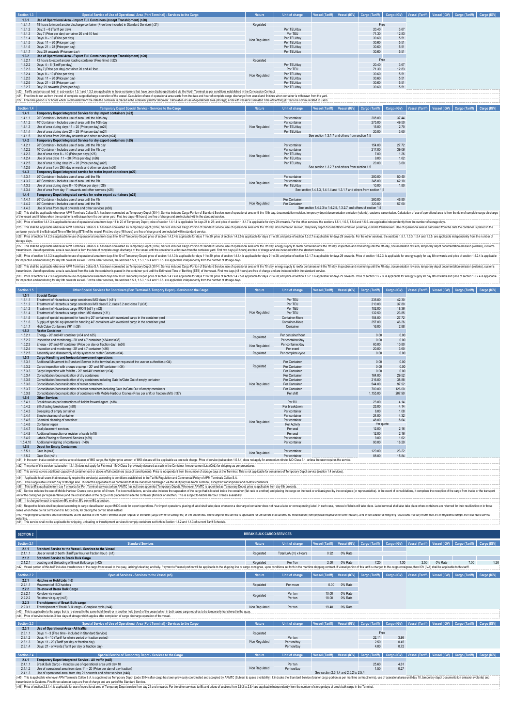| Section 1.3 | Special Service of Use of Operational Area (Port Terminal) - Services to the Cargo | Nature | Unit of charge | Vessel (Tariff) | Vessel (IGV) | Cargo (Tariff) | Cargo (IGV) | Vessel (Tariff) | Vessel (IGV) | Cargo (Tariff) | Cargo (IGV) |
|---|---|---|---|---|---|---|---|---|---|---|---|
| 1.3.1 | Use of Operational Area - Import Full Containers (except Transhipment) (n20) | | | | | | | | | | |
| 1.3.1.1 | 48 hours to import and/or discharge container (Free time included in Standard Service) (n21) | Regulated | | | | Free | | | | | |
| 1.3.1.2 | Day: 3 – 6 (Tariff per day) | Non Regulated | Per TEU/day | | | 20.40 | 3.67 | | | | |
| 1.3.1.3 | Day 7 (Price per day) container 20 and 40 foot | | Por TEU | | | 71.30 | 12.83 | | | | |
| 1.3.1.4 | Days: 8 – 10 (Price per day) | | Per TEU/day | | | 30.60 | 5.51 | | | | |
| 1.3.1.5 | Days: 11 – 20 (Price per day) | | Per TEU/day | | | 30.60 | 5.51 | | | | |
| 1.3.1.6 | Days: 21 – 28 (Price per day) | | Per TEU/day | | | 30.60 | 5.51 | | | | |
| 1.3.1.7 | Day: 29 onwards (Price per day) | | Per TEU/day | | | 30.60 | 5.51 | | | | |
| 1.3.2 | Use of Operational Area - Export Full Containers (except Transhipment) (n20) | | | | | | | | | | |
| 1.3.2.1 | 72 hours to export and/or loading container (Free time) (n22) | Regulated | | | | Free | | | | | |
| 1.3.2.2 | Days: 4 – 6 (Tariff per day) | Non Regulated | Per TEU/day | | | 20.40 | 3.67 | | | | |
| 1.3.2.3 | Day 7 (Price per day) container 20 and 40 foot | | Por TEU | | | 71.30 | 12.83 | | | | |
| 1.3.2.4 | Days: 8 – 10 (Price per day) | | Per TEU/day | | | 30.60 | 5.51 | | | | |
| 1.3.2.5 | Days: 11 – 20 (Price per day) | | Per TEU/day | | | 30.60 | 5.51 | | | | |
| 1.3.2.6 | Days: 21 – 28 (Price per day) | | Per TEU/day | | | 30.60 | 5.51 | | | | |
| 1.3.2.7 | Day: 29 onwards (Price per day) | | Per TEU/day | | | 30.60 | 5.51 | | | | |

(n20): Tariffs and prices set forth in sub-section 1.3.1 and 1.3.2 are applicable to those containers that have been discharged/loaded via the North Terminal as per conditions established in the Concession Contract.

(n21): Free time to run as from the end of complete cargo discharge operation of the vessel. Calculation of use of operational area starts from the date and hour of complete cargo discharge from vessel and finishes when container is withdrawn from the yard.

(n22): Free time period is 72 hours which is calculated from the date the container is placed in the container yard for shipment. Calculation of use of operational area (storage) ends with vessel's Estimated Time of Berthing (ETB) to be communicated to users.

| Section 1.4 | Temporary Depot Special Service - Services to the Cargo | Nature | Unit of charge | Vessel (Tariff) | Vessel (IGV) | Cargo (Tariff) | Cargo (IGV) | Vessel (Tariff) | Vessel (IGV) | Cargo (Tariff) | Cargo (IGV) |
|---|---|---|---|---|---|---|---|---|---|---|---|
| 1.4.1 | Temporary Depot Integrated Service for dry import containers (n23) | | | | | | | | | | |
| 1.4.1.1 | 20' Container - Includes use of area until the 10th day | Non Regulated | Per container | | | 208.00 | 37.44 | | | | |
| 1.4.1.2 | 40' Container - Includes use of area until the 10th day | | Per container | | | 275.00 | 49.50 | | | | |
| 1.4.1.3 | Use of area during days 11 – 20 (Price per day) (n24) | | Per TEU/day | | | 15.00 | 2.70 | | | | |
| 1.4.1.4 | Use of area during days 21 – 28 (Price per day) (n24) | | Per TEU/day | | | 20.00 | 3.60 | | | | |
| 1.4.1.5 | Use of area from 29th day onwards and other services (n24) | | See section 1.3.1.7 and others from section 1.5 | | | | | | | | |
| 1.4.2 | Temporary Depot Integrated Service for dry export containers (n25) | | | | | | | | | | |
| 1.4.2.1 | 20' Container - Includes use of area until the 7th day | Non Regulated | Per container | | | 154.00 | 27.72 | | | | |
| 1.4.2.2 | 40' Container - Includes use of area until the 7th day | | Per container | | | 217.00 | 39.06 | | | | |
| 1.4.2.3 | Use of area days 8 – 10 (Price per day) (n26) | | Per TEU/day | | | 7.00 | 1.26 | | | | |
| 1.4.2.4 | Use of area days 11 – 20 (Price per day) (n26) | | Per TEU/day | | | 9.00 | 1.62 | | | | |
| 1.4.2.5 | Use of area during days 21 – 28 (Price per day) (n26) | | Per TEU/day | | | 20.00 | 3.60 | | | | |
| 1.4.2.6 | Use of area from 29th day onwards and other services (n26) | | See section 1.3.2.7 and others from section 1.5 | | | | | | | | |
| 1.4.3 | Temporary Depot integrated service for reefer import containers (n27) | | | | | | | | | | |
| 1.4.3.1 | 20' Container - Includes use of area until the 7th | Non Regulated | Per container | | | 280.00 | 50.40 | | | | |
| 1.4.3.2 | 40' Container - Includes use of area until the 7th | | Per container | | | 345.00 | 62.10 | | | | |
| 1.4.3.3 | Use of area during days 8 – 10 (Price per day) (n28) | | Per TEU/day | | | 10.00 | 1.80 | | | | |
| 1.4.3.4 | Use of area from day 11 onwards and other services (n28) | | See section 1.4.1.3, 1.4.1.4 and 1.3.1.7 and others from section 1.5 | | | | | | | | |
| 1.4.4 | Temporary Depot integrated service for reefer export containers (n29) | | | | | | | | | | |
| 1.4.4.1 | 20' Container - Includes use of area until the 7th | Non Regulated | Per Container | | | 260.00 | 46.80 | | | | |
| 1.4.4.2 | 40' Container - Includes use of area until the 7th | | Per Container | | | 320.00 | 57.60 | | | | |
| 1.4.4.3 | Use of area from day 8 onwards and other services (n30) | | See section 1.4.2.3 to 1.4.2.5, 1.3.2.7 and others of section 1.5 | | | | | | | | |

(n23): This shall be applicable whenever APM Terminals Callao S.A. has been nominated as Temporary Depot (3014). Service includes Cargo Portion of Standard Service, use of operational area until the 10th day, documentation revision, temporary depot documentation emission (volante), customs transmission. Calculation of use of operational area is from the date of complete cargo discharge of the vessel and finishes when the container is withdrawn from the container yard. First two days (48 hours) are free of charge and are included within the standard service.

(n24): Price of section 1.4.1.3 is applicable to use of operational area from days 11 to 20 of Temporary Depot; price of section 1.4.1.4 is applicable for days 21 to 28; and price of section 1.3.1.7 is applicable for days 29 onwards. For the other services, the sections 1.5.1, 1.5.3, 1.5.4 and 1.5.5. are applicable independently from the number of storage days.

(n25): This shall be applicable whenever APM Terminals Callao S.A. has been nominated as Temporary Depot (3014). Service includes Cargo Portion of Standard Service, use of operational area until the 7th day, documentation revision, temporary depot documentation emission (volante), customs transmission. Use of operational area is calculated from the date the container is placed in the container yard until the Estimated Time of Berthing (ETB) of the vessel. First two days (48 hours) are free of charge and are included within standard service.

(n26): Price of section 1.4.2.3 is applicable to use of operational area from days 8 to 10 of Temporary Depot; price of section 1.4.2.4 is applicable for days 11 to 20; price of section 1.4.2.5 is applicable for days 21 to 28; and price of section 1.3.2.7 is applicable for days 29 onwards. For the other services, the sections 1.5.1, 1.5.3, 1.5.4 and 1.5.5. are applicable independently from the number of storage days.

(n27): This shall be applicable whenever APM Terminals Callao S.A. has been nominated as Temporary Depot (3014). Service includes Cargo Portion of Standard Service, use of operational area until the 7th day, energy supply to reefer containers until the 7th day, inspection and monitoring until the 7th day, documentation revision, temporary depot documentation emission (volante), customs transmission. Use of operational area is calculated is from the date of complete cargo discharge of the vessel until the container is withdrawn from the container yard. First two days (48 hours) are free of charge and are included within the standard service.

(n28): Price of section 1.4.3.3 is applicable to use of operational area from days 8 to 10 of Temporary Depot; price of section 1.4.1.3 is applicable for days 11 to 20; price of section 1.4.1.4 is applicable for days 21 to 28; and price of section 1.3.1.7 is applicable for days 29 onwards. Price of section 1.5.2.3. is applicable for energy supply for day 8th onwards and price of section 1.5.2.4 is applicable for inspection and monitoring for day 8th onwards as well. For the other services, the sections 1.5.1, 1.5.3, 1.5.4 and 1.5.5. are applicable independently from the number of storage days.

(n29): This shall be applicable whenever APM Terminals Callao S.A. has been nominated as Temporary Depot (3014). Service includes Cargo Portion of Standard Service, use of operational area until the 7th day, energy supply to reefer containers until the 7th day, inspection and monitoring until the 7th day, documentation revision, temporary depot documentation emission (volante), customs transmission. Use of operational area is calculated from the date the container is placed in the container yard until the Estimated Time of Berthing (ETB) of the vessel. First two days (48 hours) are free of charge and are included within the standard service.

(n30): Price of section 1.4.2.3 is applicable to use of operational area from days 8 to 10 of Temporary Depot; price of section 1.4.2.4 is applicable for days 11 to 20; price of section 1.4.2.5 is applicable for days 21 to 28; and price of section 1.3.2.7 is applicable for days 29 onwards. Price of section 1.5.2.3. is applicable for energy supply for day 8th onwards and price of section 1.5.2.4 is applicable for inspection and monitoring for day 8th onwards as well. For the other services, the sections 1.5.1, 1.5.3, 1.5.4 and 1.5.5. are applicable independently from the number of storage days.

| Section 1.5 | Other Special Services for Containers (Port Terminal & Tempory Depot) - Services to the Cargo | Nature | Unit of charge | Vessel (Tariff) | Vessel (IGV) | Cargo (Tariff) | Cargo (IGV) | Vessel (Tariff) | Vessel (IGV) | Cargo (Tariff) | Cargo (IGV) |
|---|---|---|---|---|---|---|---|---|---|---|---|
| 1.5.1 | Special Cargo | | | | | | | | | | |
| 1.5.1.1 | Treatment of Hazardous cargo containers IMO class 1 (n31) | Non Regulated | Per TEU | | | 235.00 | 42.30 | | | | |
| 1.5.1.2 | Treatment of Hazardous cargo containers IMO class 5.2, class 6.2 and class 7 (n31) | | Per TEU | | | 210.00 | 37.80 | | | | |
| 1.5.1.3 | Treatment of Hazardous cargo IMO 9 (n31 y n32) | | Per TEU | | | 102.00 | 18.36 | | | | |
| 1.5.1.4 | Treatment of Hazardous cargo other IMO classes (n31) | | Per TEU | | | 132.50 | 23.85 | | | | |
| 1.5.1.5 | Supply of special equipment for handling 20' containers with oversized cargo in the container yard | | Container-Move | | | 154.00 | 27.72 | | | | |
| 1.5.1.6 | Supply of special equipment for handling 40' containers with oversized cargo in the container yard | | Container-Move | | | 257.00 | 46.26 | | | | |
| 1.5.1.7 | High Cube Containers 9'6" (n29) | | Container | | | 16.00 | 2.88 | | | | |
| 1.5.2 | Reefer Container | | | | | | | | | | |
| 1.5.2.1 | Energy - 20' and 40' container (n34 and n35) | Regulated | Per container/hour | | | 0.00 | 0.00 | | | | |
| 1.5.2.2 | Inspection and monitoring - 20' and 40' container (n34 and n35) | | Per container/day | | | 0.00 | 0.00 | | | | |
| 1.5.2.3 | Energy - 20' and 40' container (Price per day or fraction day) (n36) | Non Regulated | Per container/day | | | 60.00 | 10.80 | | | | |
| 1.5.2.4 | Inspection and monitoring - 20' and 40' container (n36) | | Per event | | | 20.00 | 3.60 | | | | |
| 1.5.2.5 | Assembly and disassembly of clip system on reefer Gensets (n34) | Regulated | Per complete cycle | | | 0.00 | 0.00 | | | | |
| 1.5.3 | Cargo Handling and horizontal movement operations | | | | | | | | | | |
| 1.5.3.1 | Additional Movement to Standard Service in the terminal as per request of the user or authorities (n34) | Regulated | Per Container | | | 0.00 | 0.00 | | | | |
| 1.5.3.2 | Cargo inspection with groups o gangs - 20' and 40' container (n34) | | Per Container | | | 0.00 | 0.00 | | | | |
| 1.5.3.3 | Cargo inspection with forklifts - 20' and 40' container (n34) | | Per Container | | | 0.00 | 0.00 | | | | |
| 1.5.3.4 | Consolidation/deconsolidation of dry containers | Non Regulated | Per Container | | | 164.00 | 29.52 | | | | |
| 1.5.3.5 | Consolidation/deconsolidation of dry containers including Gate In/Gate Out of empty container | | Per Container | | | 216.00 | 38.88 | | | | |
| 1.5.3.6 | Consolidation/deconsolidation of reefer containers | | Per Container | | | 544.00 | 97.92 | | | | |
| 1.5.3.7 | Consolidation/deconsolidation of reefer containers including Gate In/Gate Out of empty containers | | Per Container | | | 700.00 | 126.00 | | | | |
| 1.5.3.8 | Consolidation/deconsolidation of containers with Mobile Harbour Cranes (Price per shift or fraction shift) (n37) | | Per shift | | | 1,155.00 | 207.90 | | | | |
| 1.5.4 | Other Services | | | | | | | | | | |
| 1.5.4.1 | Breakdown as per instructions of freight forward agent (n38) | Non Regulated | Per B/L | | | 23.00 | 4.14 | | | | |
| 1.5.4.2 | Bill of lading breakdown (n38) | | Per breakdown | | | 23.00 | 4.14 | | | | |
| 1.5.4.3 | Sweeping of empty container | | Per container | | | 6.00 | 1.08 | | | | |
| 1.5.4.4 | Simple cleaning of container | | Per container | | | 24.00 | 4.32 | | | | |
| 1.5.4.5 | Chemical cleaning of container | | Per container | | | 48.00 | 8.64 | | | | |
| 1.5.4.6 | Container repair | | Per Activity | | | Per quote | | | | | |
| 1.5.4.7 | Seal placement services | | Per seal | | | 12.00 | 2.16 | | | | |
| 1.5.4.8 | Additional inspection or revision of seals (n18) | | Per seal | | | 12.00 | 2.16 | | | | |
| 1.5.4.9 | Labels Placing or Removal Services (n39) | | Per container | | | 9.00 | 1.62 | | | | |
| 1.5.4.10 | Additional weighing of containers (n40) | | Per container | | | 90.00 | 16.20 | | | | |
| 1.5.5 | Depot for Empty Containers | | | | | | | | | | |
| 1.5.5.1 | Gate In (n41) | Non Regulated | Per container | | | 129.00 | 23.22 | | | | |
| 1.5.5.2 | Gate Out (n41) | | Per container | | | 88.00 | 15.84 | | | | |

(n31): In the event that a container carries several classes of IMO cargo, the higher price amount of IMO classes will be applicable as one sole charge. Price of service (subsection 1.5.1.4) does not apply for ammonium nitrate IMO Class 5.1, unless the user requires the service.

(n32): The price of this service (subsection 1.5.1.3) does not apply for Fishmeal - IMO Class 9 previously declared as such in the Container Announcement List (CAL) for shipping as per procedures.

(n33): This service covers additional capacity of container yard or stacks of full containers (except transhipment). Price is independent from the number of storage days at the Terminal. This is not applicable for containers of Temporary Depot service (section 1.4 services).

(n34): Applicable to all users that necessarily require the service(s), according to conditions established in the Tariffs Regulation and Commercial Policy of APM Terminals Callao S.A.

(n35): This is applicable until 6th day of storage also. This tariff is applicable to all containers that are loaded or discharged via the Multipurpose North Terminal, except for transhipment and re-stow containers.

(n36): This tariff is applicable from day 7 onwards for Port Terminal services (when APMTC has not been appointed Temporary Depot). Whenever APMTC is appointed as Temporary Depot, price is applicable from day 8th onwards.

(n37): Service includes the use of Mobile Harbour Cranes per a period of 4 hours. For deconsolidations, service also includes the separation of the cargo that is located inside the container (flat rack or another) and placing the cargo on the truck or unit assigned by the consignee (or representative). In the event of consolidations, it comprises the reception of the cargo from trucks or the transport unit of the consignee (or representative) and the consolidation of the cargo or its placement inside the container (flat rack or another). This is subject to Mobile Harbour Cranes' availability.

(n38): It is charged to each breakdown B/L mother, B/L son or B/L grandson.

(n39): Respective labels shall be placed according to cargo classification as per IMDG code for export operations. For import operations, placing of label shall take place whenever a discharged container does not have a label or corresponding label, in such case, removal of labels will take place. Label removal shall also take place when containers are returned for their reutilization or in those cases when these do not correspond to IMDG code, for placing the correct label instead.

(n40): Weighing of containers shall be executed at the facilities of the North Terminal as per request of the user (cargo owner or consignee) or the authorities. The charge of this service is applicable for containers that suffered no modification (from physical inspection or other reason), and which additional weighing results does not vary more than 5% of registered weight from standard service weighing.

(n41): This service shall not be applicable for shipping, unloading or transhipment services for empty containers set forth in Section 1.1.2 and 1.1.3 of current Tariff Schedule.

## SECTION 2 — BREAK BULK CARGO SERVICES

| Section 2.1 | Standard Services | Nature | Unit of charge | Vessel (Tariff) | Vessel (IGV) | Cargo (Tariff) | Cargo (IGV) | Vessel (Tariff) | Vessel (IGV) | Cargo (Tariff) | Cargo (IGV) |
|---|---|---|---|---|---|---|---|---|---|---|---|
| 2.1.1 | Standard Service to the Vessel - Services to the Vessel | | | | | | | | | | |
| 2.1.1.1 | Use or rental of berth (Tariff per hour or fraction hour) (n1) | Regulated | Total LoA (m) x Hours | 0.92 | 0% Rate | | | | | | |
| 2.1.2 | Standard Service to Break Bulk Cargo | | | | | | | | | | |
| 2.1.2.1 | Loading and Unloading of Break Bulk cargo (n42) | Regulated | Per Ton | 2.50 | 0% Rate | 7.20 | 1.30 | 2.50 | 0% Rate | 7.00 | 1.26 |

(n42): Vessel portion of this tariff includes transference of the cargo from vessel to the quay, lashing/unlashing and tally. Payment of Vessel portion will be applicable to the shipping line or cargo consignee, upon conditions set forth in the maritime shipping contract. If Vessel portion of this tariff is charged to the cargo consignee, then IGV (VAT) shall be applicable to this tariff.

| Section 2.2 | Special Services - Services to the Vessel (n5) | Nature | Unit of charge | Vessel (Tariff) | Vessel (IGV) | Cargo (Tariff) | Cargo (IGV) | Vessel (Tariff) | Vessel (IGV) | Cargo (Tariff) | Cargo (IGV) |
|---|---|---|---|---|---|---|---|---|---|---|---|
| 2.2.1 | Hatches or Hold Lids (n6) | | | | | | | | | | |
| 2.2.1.1 | Movement of ISO hatches | Regulated | Per move | 0.00 | 0% Rate | | | | | | |
| 2.2.2 | Re-stow of Break Bulk Cargo | | | | | | | | | | |
| 2.2.2.1 | Re-stow via vessel | Regulated | Per ton | 10.00 | 0% Rate | | | | | | |
| 2.2.2.2 | Re-stow via quay (n43) | | Per ton | 18.00 | 0% Rate | | | | | | |
| 2.2.3 | Transhipment of Break Bulk cargo | | | | | | | | | | |
| 2.2.3.1 | Transhipment of Break Bulk cargo - Complete cycle (n44) | Non Regulated | Per ton | 19.40 | 0% Rate | | | | | | |

(n43): This is applicable to the cargo that is re-stowed in the same hold (level) or in another hold (level) of the vessel which in both cases cargo requires to be temporarily transferred to the quay.

(n44): Price of service includes 3 free days of storage which applies after completion of cargo discharge operation of the vessel.

| Section 2.3 | Special Service of Use of Operational Area (Port Terminal) - Services to the Cargo | Nature | Unit of charge | Vessel (Tariff) | Vessel (IGV) | Cargo (Tariff) | Cargo (IGV) | Vessel (Tariff) | Vessel (IGV) | Cargo (Tariff) | Cargo (IGV) |
|---|---|---|---|---|---|---|---|---|---|---|---|
| 2.3.1 | Use of Operational Area - All traffic | | | | | | | | | | |
| 2.3.1.1 | Days: 1 - 3 (Free time - included in Standard Service) | Regulated | | | | Free | | | | | |
| 2.3.1.2 | Days: 4 – 10 (Tariff for whole period or fraction period) | Non Regulated | Per ton | | | 22.11 | 3.98 | | | | |
| 2.3.1.3 | Days: 11 - 20 (Tariff per day or fraction day) | | Per ton/day | | | 2.50 | 0.45 | | | | |
| 2.3.1.4 | Days: 21 - onwards (Tariff per day or fraction day) | | Per ton/day | | | 4.00 | 0.72 | | | | |

| Section 2.4 | Special Service of Temporary Depot - Services to the Cargo | Nature | Unit of charge | Vessel (Tariff) | Vessel (IGV) | Cargo (Tariff) | Cargo (IGV) | Vessel (Tariff) | Vessel (IGV) | Cargo (Tariff) | Cargo (IGV) |
|---|---|---|---|---|---|---|---|---|---|---|---|
| 2.4.1 | Temporary Depot Integrated Service - All traffic (n45) | | | | | | | | | | |
| 2.4.1.1 | Break Bulk Cargo - Includes use of operational area until day 10 | Non Regulated | Per ton | | | 25.60 | 4.61 | | | | |
| 2.4.1.2 | Use of operational area from days 11 – 20 (Price per day of day fraction) | | Per ton/day | | | 1.50 | 0.27 | | | | |
| 2.4.1.3 | Use of operational area from day 21 onwards and other services (n46) | | See section 2.3.1.4 and 2.5.2 to 2.5.4 | | | | | | | | |

(n45): This is applicable whenever APM Terminals Callao S.A. is appointed as Temporary Depot (code 3014) after cargo has been previously coordinated and accepted by APMTC (Subject to space availability). It includes the Standard Service (total or cargo portion as per maritime contract terms), use of operational area until day 10, temporary depot documentation emission (volante) and transmission to Customs. First three calendar days are free of charge and are part of the Standard Service.

(n46): Price of section 2.3.1.4. is applicable for use of operational area of Temporary Depot service from day 21 and onwards. For the other services, tariffs and prices of sections from 2.5.2 to 2.5.4 are applicable independently from the number of storage days of break bulk cargo in the Terminal.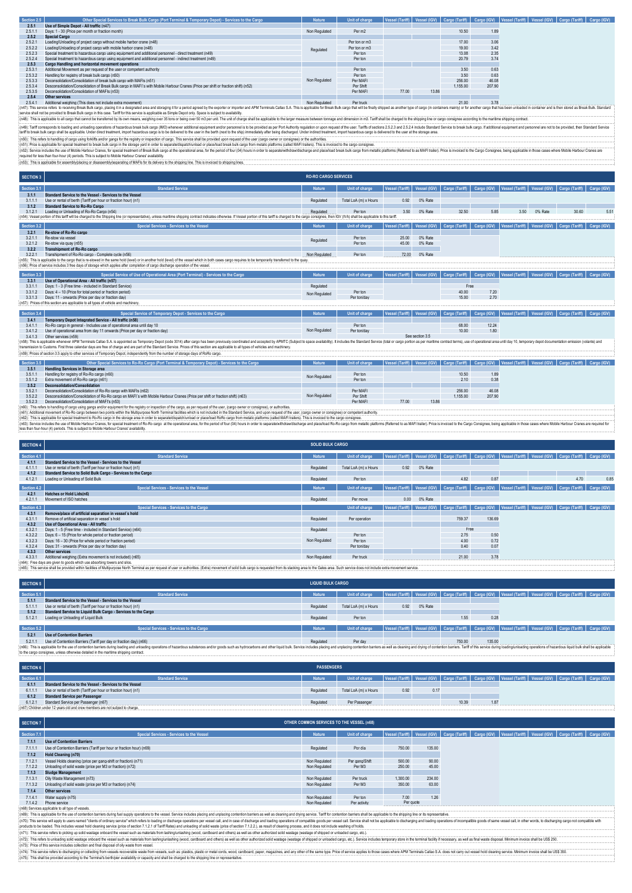| Section 2.5 | Other Special Services to Break Bulk Cargo (Port Terminal & Temporary Depot) - Services to the Cargo | Nature | Unit of charge | Vessel (Tariff) | Vessel (IGV) | Cargo (Tariff) | Cargo (IGV) | Vessel (Tariff) | Vessel (IGV) | Cargo (Tariff) | Cargo (IGV) |
|---|---|---|---|---|---|---|---|---|---|---|---|
| 2.5.1 | Use of Simple Depot - All traffic (n47) | | | | | | | | | | |
| 2.5.1.1 | Days: 1 - 30 (Price per month or fraction month) | Non Regulated | Per m2 | | | 10.50 | 1.89 | | | | |
| 2.5.2 | Special Cargo | | | | | | | | | | |
| 2.5.2.1 | Loading/Unloading of project cargo without mobile harbor crane (n48) | Regulated | Per ton or m3 | | | 17.00 | 3.06 | | | | |
| 2.5.2.2 | Loading/Unloading of project cargo with mobile harbor crane (n48) | | Per ton or m3 | | | 19.00 | 3.42 | | | | |
| 2.5.2.3 | Special treatment to hazardous cargo using equipment and additional personnel - direct treatment (n49) | | Per ton | | | 13.08 | 2.35 | | | | |
| 2.5.2.4 | Special treatment to hazardous cargo using equipment and additional personnel - indirect treatment (n49) | | Per ton | | | 20.79 | 3.74 | | | | |
| 2.5.3 | Cargo Handling and horizontal movement operations | | | | | | | | | | |
| 2.5.3.1 | Additional Movement as per request of the user or competent authority | Non Regulated | Per ton | | | 3.50 | 0.63 | | | | |
| 2.5.3.2 | Handling for registry of break bulk cargo (n50) | | Per ton | | | 3.50 | 0.63 | | | | |
| 2.5.3.3 | Deconsolidation/Consolidation of break bulk cargo with MAFIs (n51) | | Per MAFI | | | 256.00 | 46.08 | | | | |
| 2.5.3.4 | Desconsolidation/Consolidation of Break Bulk cargo in MAFI´s with Mobile Harbour Cranes (Price per shift or fraction shift) (n52) | | Per Shift | | | 1,155.00 | 207.90 | | | | |
| 2.5.3.5 | Deconsolidation/Consolidation of MAFIs (n53) | | Per MAFI | 77.00 | 13.86 | | | | | | |
| 2.5.4 | Other services | | | | | | | | | | |
| 2.5.4.1 | Additional weighing (This does not include extra movement) | Non Regulated | Per truck | | | 21.00 | 3.78 | | | | |

(n47): This service refers to receiving Break Bulk cargo, placing it in a designated area and storaging it for a period agreed by the exporter or importer and APM Terminals Callao S.A. This is applicable for Break Bulk cargo that will be finally shipped as another type of cargo (in containers mainly) or for another cargo that has been unloaded in container and is then stored as Break Bulk. Standard service shall not be provided to Break Bulk cargo in this case. Tariff for this service is applicable as Simple Depot only. Space is subject to availability.

(n48): This is applicable to all cargo that cannot be transferred by its own means, weighing over 35 tons or being over 50 m3 per unit. The unit of charge shall be applicable to the larger measure between tonnage and dimension in m3. Tariff shall be charged to the shipping line or cargo consignee according to the maritime shipping contract.

(n49): Tariff corresponds to loading and unloading operations of hazardous break bulk cargo (IMO) whenever additional equipment and/or personnel is to be provided as per Port Authority regulation or upon request of the user. Tariffs of sections 2.5.2.3 and 2.5.2.4 include Standard Service to break bulk cargo. If additional equipment and personnel are not to be provided, then Standard Service tariff to break bulk cargo shall be applicable. Under direct treatment, import hazardous cargo is to be delivered to the user in the berth (next to the ship) immediately after being discharged. Under indirect treatment, import hazardous cargo is delivered to the user at the storage area.

(n50): This refers to handling of cargo using forklifts and/or gangs for the registry or inspection of cargo. This service shall be provided upon request of the user (cargo owner or consignee) or the authorities.

(n51): Price is applicable for special treatment to break bulk cargo in the storage yard in order to separated/dispatch/unload or place/load break bulk cargo from metalic platforms (called MAFI trailers). This is invoiced to the cargo consignee.

(n52): Service includes the use of Mobile Harbour Cranes, for special treatment of Break Bulk cargo at the operational area, for the period of four (04) hours in order to separate/withdraw/discharge and place/load break bulk cargo from metallic platforms (Referred to as MAFI trailer). Price is invoiced to the Cargo Consignee, being applicable in those cases where Mobile Harbour Cranes are required for less than four-hour (4) periods. This is subject to Mobile Harbour Cranes' availability.

(n53): This is applicable for assembly/placing or disassembly/separating of MAFIs for its delivery to the shipping line. This is invoiced to shipping lines.

## SECTION 3 — RO-RO CARGO SERVICES

| Section 3.1 | Standard Service | Nature | Unit of charge | Vessel (Tariff) | Vessel (IGV) | Cargo (Tariff) | Cargo (IGV) | Vessel (Tariff) | Vessel (IGV) | Cargo (Tariff) | Cargo (IGV) |
|---|---|---|---|---|---|---|---|---|---|---|---|
| 3.1.1 | Standard Service to the Vessel - Services to the Vessel | | | | | | | | | | |
| 3.1.1.1 | Use or rental of berth (Tariff per hour or fraction hour) (n1) | Regulated | Total LoA (m) x Hours | 0.92 | 0% Rate | | | | | | |
| 3.1.2 | Standard Service to Ro-Ro Cargo | | | | | | | | | | |
| 3.1.2.1 | Loading or Unloading of Ro-Ro Cargo (n54) | Regulated | Per ton | 3.50 | 0% Rate | 32.50 | 5.85 | 3.50 | 0% Rate | 30.60 | 5.51 |

(n54): Vessel portion of this tariff will be charged to the Shipping line (or representative), unless maritime shipping contract indicates otherwise. If Vessel portion of this tariff is charged to the cargo consignee, then IGV (IVA) shall be applicable to this tariff.

| Section 3.2 | Special Services - Services to the Vessel | Nature | Unit of charge | Vessel (Tariff) | Vessel (IGV) | Cargo (Tariff) | Cargo (IGV) | Vessel (Tariff) | Vessel (IGV) | Cargo (Tariff) | Cargo (IGV) |
|---|---|---|---|---|---|---|---|---|---|---|---|
| 3.2.1 | Re-stow of Ro-Ro cargo | | | | | | | | | | |
| 3.2.1.1 | Re-stow via vessel | Regulated | Per ton | 25.00 | 0% Rate | | | | | | |
| 3.2.1.2 | Re-stow via quay (n55) | | Per ton | 45.00 | 0% Rate | | | | | | |
| 3.2.2 | Transhipment of Ro-Ro cargo | | | | | | | | | | |
| 3.2.2.1 | Transhipment of Ro-Ro cargo - Complete cycle (n56) | Non Regulated | Per ton | 72.00 | 0% Rate | | | | | | |

(n55): This is applicable to the cargo that is re-stowed in the same hold (level) or in another hold (level) of the vessel which in both cases cargo requires to be temporarily transferred to the quay.

(n56): Price of service includes 3 free days of storage which applies after completion of cargo discharge operation of the vessel.

| Section 3.3 | Special Service of Use of Operational Area (Port Terminal) - Services to the Cargo | Nature | Unit of charge | Vessel (Tariff) | Vessel (IGV) | Cargo (Tariff) | Cargo (IGV) | Vessel (Tariff) | Vessel (IGV) | Cargo (Tariff) | Cargo (IGV) |
|---|---|---|---|---|---|---|---|---|---|---|---|
| 3.3.1 | Use of Operational Area - All traffic (n57) | | | | | | | | | | |
| 3.3.1.1 | Days: 1 - 3 (Free time - included in Standard Service) | Regulated | | | | Free | | | | | |
| 3.3.1.2 | Days: 4 – 10 (Price for total period or fraction period) | Non Regulated | Per ton | | | 40.00 | 7.20 | | | | |
| 3.3.1.3 | Days: 11 - onwards (Price per day or fraction day) | | Per ton/day | | | 15.00 | 2.70 | | | | |

(n57): Prices of this section are applicable to all types of vehicle and machinery.

| Section 3.4 | Special Service of Temporary Depot - Services to the Cargo | Nature | Unit of charge | Vessel (Tariff) | Vessel (IGV) | Cargo (Tariff) | Cargo (IGV) | Vessel (Tariff) | Vessel (IGV) | Cargo (Tariff) | Cargo (IGV) |
|---|---|---|---|---|---|---|---|---|---|---|---|
| 3.4.1 | Temporary Depot Integrated Service - All traffic (n58) | | | | | | | | | | |
| 3.4.1.1 | Ro-Ro cargo in general - Includes use of operational area until day 10 | Non Regulated | Per ton | | | 68.00 | 12.24 | | | | |
| 3.4.1.2 | Use of operational area from day 11 onwards (Price per day or fraction day) | | Per ton/day | | | 10.00 | 1.80 | | | | |
| 3.4.1.3 | Other services (n59) | | | See section 3.5 | | | | | | | |

(n58): This is applicable whenever APM Terminals Callao S.A. is appointed as Temporary Depot (code 3014) after cargo has been previously coordinated and accepted by APMTC (Subject to space availability). It includes the Standard Service (total or cargo portion as per maritime contract terms), use of operational area until day 10, temporary depot documentation emission (volante) and transmission to Customs. First three calendar days are free of charge and are part of the Standard Service. Prices of this section are applicable to all types of vehicles and machinery.

(n59): Prices of section 3.5 apply to other services of Temporary Depot, independently from the number of storage days of RoRo cargo.

| Section 3.5 | Other Special Services to Ro-Ro Cargo (Port Terminal & Temporary Depot) - Services to the Cargo | Nature | Unit of charge | Vessel (Tariff) | Vessel (IGV) | Cargo (Tariff) | Cargo (IGV) | Vessel (Tariff) | Vessel (IGV) | Cargo (Tariff) | Cargo (IGV) |
|---|---|---|---|---|---|---|---|---|---|---|---|
| 3.5.1 | Handling Services in Storage area | | | | | | | | | | |
| 3.5.1.1 | Handling for registry of Ro-Ro cargo (n60) | Non Regulated | Per ton | | | 10.50 | 1.89 | | | | |
| 3.5.1.2 | Extra movement of Ro-Ro cargo (n61) | | Per ton | | | 2.10 | 0.38 | | | | |
| 3.5.2 | Deconsolidation/Consolidation | | | | | | | | | | |
| 3.5.2.1 | Deconsolidation/Consolidation of Ro-Ro cargo with MAFIs (n62) | Non Regulated | Per MAFI | | | 256.00 | 46.08 | | | | |
| 3.5.2.2 | Desconsolidation/Consolidation of Ro-Ro cargo en MAFI´s with Mobile Harbour Cranes (Price per shift or fraction shift) (n63) | | Per Shift | | | 1,155.00 | 207.90 | | | | |
| 3.5.2.3 | Deconsolidation/Consolidation of MAFIs (n53) | | Per MAFI | 77.00 | 13.86 | | | | | | |

(n60): This refers to handling of cargo using gangs and/or equipment for the registry or inspection of the cargo, as per request of the user, (cargo owner or consignee), or authorities.

(n61): Additional movement of Ro-Ro cargo between two points within the Multipurpose North Terminal facilities which is not included in the Standard Service, and upon request of the user, (cargo owner or consignee) or competent authority.

(n62): This is applicable for special treatment to Ro-Ro cargo in the storage area in order to separated/dispatch/unload or place/load RoRo cargo from metalic platforms (called MAFI trailers). This is invoiced to the cargo consignee.

(n63): Service includes the use of Mobile Harbour Cranes, for special treatment of Ro-Ro cargo at the operational area, for the period of four (04) hours in order to separate/withdraw/discharge and place/load Ro-Ro cargo from metallic platforms (Referred to as MAFI trailer). Price is invoiced to the Cargo Consignee, being applicable in those cases where Mobile Harbour Cranes are required for less than four-hour (4) periods. This is subject to Mobile Harbour Cranes' availability.

## SECTION 4 — SOLID BULK CARGO

| Section 4.1 | Standard Service | Nature | Unit of charge | Vessel (Tariff) | Vessel (IGV) | Cargo (Tariff) | Cargo (IGV) | Vessel (Tariff) | Vessel (IGV) | Cargo (Tariff) | Cargo (IGV) |
|---|---|---|---|---|---|---|---|---|---|---|---|
| 4.1.1 | Standard Service to the Vessel - Services to the Vessel | | | | | | | | | | |
| 4.1.1.1 | Use or rental of berth (Tariff per hour or fraction hour) (n1) | Regulated | Total LoA (m) x Hours | 0.92 | 0% Rate | | | | | | |
| 4.1.2 | Standard Service to Solid Bulk Cargo - Services to the Cargo | | | | | | | | | | |
| 4.1.2.1 | Loading or Unloading of Solid Bulk | Regulated | Per ton | | | 4.82 | 0.87 | | | 4.70 | 0.85 |

| Section 4.2 | Special Services - Services to the Vessel | Nature | Unit of charge | Vessel (Tariff) | Vessel (IGV) | Cargo (Tariff) | Cargo (IGV) | Vessel (Tariff) | Vessel (IGV) | Cargo (Tariff) | Cargo (IGV) |
|---|---|---|---|---|---|---|---|---|---|---|---|
| 4.2.1 | Hatches or Hold Lids(n6) | | | | | | | | | | |
| 4.2.1.1 | Movement of ISO hatches | Regulated | Per move | 0.00 | 0% Rate | | | | | | |

| Section 4.3 | Special Services - Services to the Cargo | | Unit of charge | Vessel (Tariff) | Vessel (IGV) | Cargo (Tariff) | Cargo (IGV) | Vessel (Tariff) | Vessel (IGV) | Cargo (Tariff) | Cargo (IGV) |
|---|---|---|---|---|---|---|---|---|---|---|---|
| 4.3.1 | Remove/place of artificial separation in vessel´s hold | | | | | | | | | | |
| 4.3.1.1 | Removal of artificial separation in vessel´s hold | Regulated | Per operation | | | 759.37 | 136.69 | | | | |
| 4.3.2 | Use of Operational Area - All traffic | | | | | | | | | | |
| 4.3.2.1 | Days: 1 - 5 (Free time - included in Standard Service) (n64) | Regulated | | | | Free | | | | | |
| 4.3.2.2 | Days: 6 – 15 (Price for whole period or fraction period) | Non Regulated | Per ton | | | 2.75 | 0.50 | | | | |
| 4.3.2.3 | Days: 16 – 30 (Price for whole period or fraction period) | | Per ton | | | 4.00 | 0.72 | | | | |
| 4.3.2.4 | Days: 31 - onwards (Price per day or fraction day) | | Per ton/day | | | 0.40 | 0.07 | | | | |
| 4.3.3 | Other services | | | | | | | | | | |
| 4.3.3.1 | Additional weighing (Extra movement is not included) (n65) | Non Regulated | Per truck | | | 21.00 | 3.78 | | | | |

(n64): Free days are given to goods which use absorbing towers and silos.

(n65): This service shall be provided within facilities of Multipurpose North Terminal as per request of user or authorities. (Extra) movement of solid bulk cargo is requested from its stacking area to the Gates area. Such service does not include extra movement service.

## SECTION 5 — LIQUID BULK CARGO

| Section 5.1 | Standard Service | Nature | Unit of charge | Vessel (Tariff) | Vessel (IGV) | Cargo (Tariff) | Cargo (IGV) | Vessel (Tariff) | Vessel (IGV) | Cargo (Tariff) | Cargo (IGV) |
|---|---|---|---|---|---|---|---|---|---|---|---|
| 5.1.1 | Standard Service to the Vessel - Services to the Vessel | | | | | | | | | | |
| 5.1.1.1 | Use or rental of berth (Tariff per hour or fraction hour) (n1) | Regulated | Total LoA (m) x Hours | 0.92 | 0% Rate | | | | | | |
| 5.1.2 | Standard Service to Liquid Bulk Cargo - Services to the Cargo | | | | | | | | | | |
| 5.1.2.1 | Loading or Unloading of Liquid Bulk | Regulated | Per ton | | | 1.55 | 0.28 | | | | |

| Section 5.2 | Special Services - Services to the Cargo | Nature | Unit of charge | Vessel (Tariff) | Vessel (IGV) | Cargo (Tariff) | Cargo (IGV) | Vessel (Tariff) | Vessel (IGV) | Cargo (Tariff) | Cargo (IGV) |
|---|---|---|---|---|---|---|---|---|---|---|---|
| 5.2.1 | Use of Contention Barriers | | | | | | | | | | |
| 5.2.1.1 | Use of Contention Barriers (Tariff per day or fraction day) (n66) | Regulated | Per day | | | 750.00 | 135.00 | | | | |

(n66): This is applicable for the use of contention barriers during loading and unloading operations of hazardous substances and/or goods such as hydrocarbons and other liquid bulk. Service includes placing and unplacing contention barriers as well as cleaning and drying of contention barriers. Tariff of this service during loading/unloading operations of hazardous liquid bulk shall be applicable to the cargo consignee, unless otherwise detailed in the maritime shipping contract.

## SECTION 6 — PASSENGERS

| Section 6.1 | Standard Service | Nature | Unit of charge | Vessel (Tariff) | Vessel (IGV) | Cargo (Tariff) | Cargo (IGV) | Vessel (Tariff) | Vessel (IGV) | Cargo (Tariff) | Cargo (IGV) |
|---|---|---|---|---|---|---|---|---|---|---|---|
| 6.1.1 | Standard Service to the Vessel - Services to the Vessel | | | | | | | | | | |
| 6.1.1.1 | Use or rental of berth (Tariff per hour or fraction hour) (n1) | Regulated | Total LoA (m) x Hours | 0.92 | 0.17 | | | | | | |
| 6.1.2 | Standard Service per Passenger | | | | | | | | | | |
| 6.1.2.1 | Standard Service per Passenger (n67) | Regulated | Per Passenger | | | 10.39 | 1.87 | | | | |

(n67) Children under 12 years old and crew members are not subject to charge.

## SECTION 7 — OTHER COMMON SERVICES TO THE VESSEL (n68)

| Section 7.1 | Special Services - Services to the Vessel | Nature | Unit of charge | Vessel (Tariff) | Vessel (IGV) | Cargo (Tariff) | Cargo (IGV) | Vessel (Tariff) | Vessel (IGV) | Cargo (Tariff) | Cargo (IGV) |
|---|---|---|---|---|---|---|---|---|---|---|---|
| 7.1.1 | Use of Contention Barriers | | | | | | | | | | |
| 7.1.1.1 | Use of Contention Barriers (Tariff per hour or fraction hour) (n69) | Regulated | Por día | 750.00 | 135.00 | | | | | | |
| 7.1.2 | Hold Cleaning (n70) | | | | | | | | | | |
| 7.1.2.1 | Vessel Holds cleaning (price per gang-shift or fraction) (n71) | Non Regulated | Per gang/Shift | 500.00 | 90.00 | | | | | | |
| 7.1.2.2 | Unloading of solid waste (price per M3 or fraction) (n72) | Non Regulated | Per M3 | 250.00 | 45.00 | | | | | | |
| 7.1.3 | Sludge Management | | | | | | | | | | |
| 7.1.3.1 | Oily Waste Management (n73) | Non Regulated | Per truck | 1,300.00 | 234.00 | | | | | | |
| 7.1.3.2 | Unloading of solid waste (price per M3 or fraction) (n74) | Non Regulated | Per M3 | 350.00 | 63.00 | | | | | | |
| 7.1.4 | Other services | | | | | | | | | | |
| 7.1.4.1 | Water supply (n75) | Non Regulated | Per ton | 7.00 | 1.26 | | | | | | |
| 7.1.4.2 | Phone service | Non Regulated | Per activity | Per quote | | | | | | | |

(n68) Services applicable to all type of vessels.

(n69): This is applicable for the use of contention barriers during fuel supply operations to the vessel. Service includes placing and unplacing contention barriers as well as cleaning and drying service. Tariff for contention barriers shall be applicable to the shipping line or its representative.

(n70): This service will apply to users named "clients of ordinary service" which refers to loading or discharge operations per vessel call, and in case of discharge and loading operations of compatible goods per vessel call. Service shall not be applicable to discharging and loading operations of incompatible goods of same vessel call, in other words, to discharging cargo not compatible with products to be loaded. This includes vessel hold cleaning service (price of section 7.1.2.1 of Tariff Rates) and unloading of solid waste (price of section 7.1.2.2.), as result of cleaning process, and it does not include washing of holds.

(n71): This service refers to picking up solid wastage onboard the vessel such as materials from lashing/unlashing (wood, cardboard and others) as well as other authorized solid wastage (wastage of shipped or unloaded cargo, etc.).

(n72): This refers to unloading solid wastage onboard the vessel such as materials from lashing/unlashing (wood, cardboard and others) as well as other authorized solid wastage (wastage of shipped or unloaded cargo, etc.). Service includes temporary store in the terminal facility if necessary, as well as final waste disposal. Minimum invoice shall be US$ 250.

(n73): Price of this service includes collection and final disposal of oily waste from vessel.

(n74): This service refers to discharging or collecting from vessels recoverable waste from vessels, such as: plastics, plastic or metal cords, wood, cardboard, paper, magazines, and any other of the same type. Price of service applies to those cases where APM Terminals Callao S.A. does not carry out vessel hold cleaning service. Minimum invoice shall be US$ 350.

(n75): This shall be provided according to the Terminal's berth/pier availability or capacity and shall be charged to the shipping line or representative.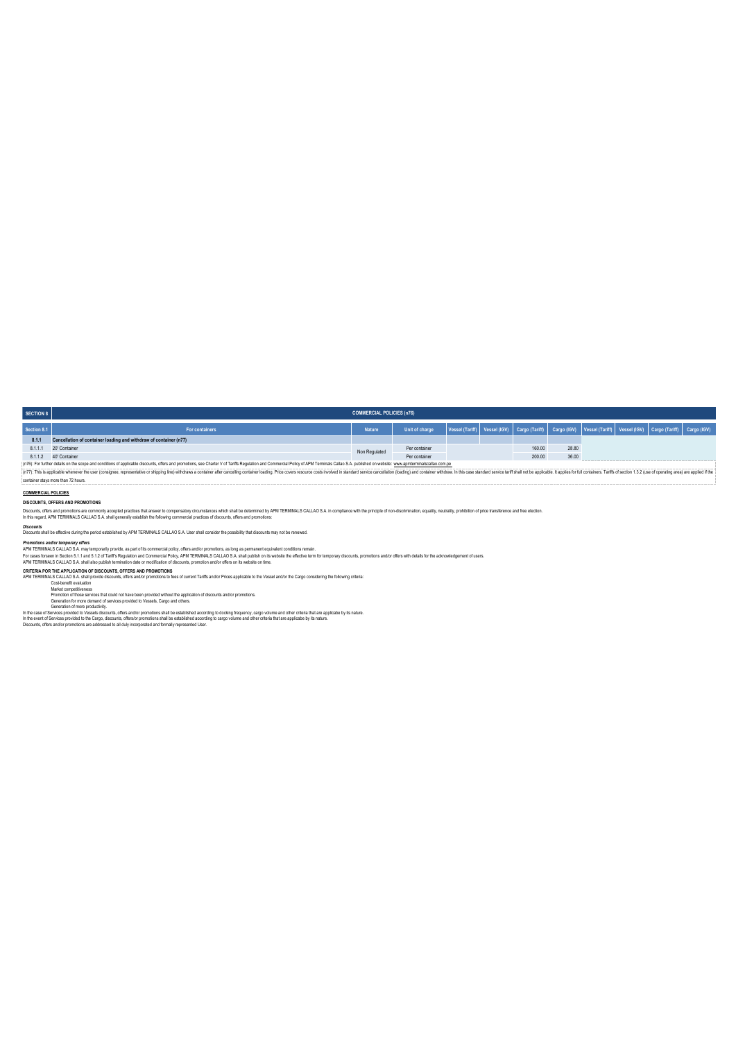| SECTION 8 | COMMERCIAL POLICIES (n76) | | | | | | | | | | | |
|---|---|---|---|---|---|---|---|---|---|---|---|---|
| Section 8.1 | For containers | Nature | Unit of charge | Vessel (Tariff) | Vessel (IGV) | Cargo (Tariff) | Cargo (IGV) | Vessel (Tariff) | Vessel (IGV) | Cargo (Tariff) | Cargo (IGV) |
| **8.1.1** | **Cancellation of container loading and withdraw of container (n77)** | | | | | | | | | | |
| 8.1.1.1 | 20' Container | Non Regulated | Per container | | | 160.00 | 28.80 | | | | |
| 8.1.1.2 | 40' Container | | Per container | | | 200.00 | 36.00 | | | | |

(n76): For further details on the scope and conditions of applicable discounts, offers and promotions, see Charter V of Tariffs Regulation and Commercial Policy of APM Terminals Callao S.A. published on website: www.apmterminalscallao.com.pe

(n77): This is applicable whenever the user (consignee, representative or shipping line) withdraws a container after cancelling container loading. Price covers resource costs involved in standard service cancellation (loading) and container withdraw. In this case standard service tariff shall not be applicable. It applies for full containers. Tariffs of section 1.3.2 (use of operating area) are applied if the container stays more than 72 hours.

**COMMERCIAL POLICIES**

**DISCOUNTS, OFFERS AND PROMOTIONS**

Discounts, offers and promotions are commonly accepted practices that answer to compensatory circumstances which shall be determined by APM TERMINALS CALLAO S.A. in compliance with the principle of non-discrimination, equality, neutrality, prohibition of price transference and free election.
In this regard, APM TERMINALS CALLAO S.A. shall generally establish the following commercial practices of discounts, offers and promotions:

***Discounts***
Discounts shall be effective during the period established by APM TERMINALS CALLAO S.A. User shall consider the possibility that discounts may not be renewed.

***Promotions and/or temporary offers***
APM TERMINALS CALLAO S.A. may temporarily provide, as part of its commercial policy, offers and/or promotions, as long as permanent equivalent conditions remain.
For cases forseen in Section 5.1.1 and 5.1.2 of Tariff's Regulation and Commercial Policy, APM TERMINALS CALLAO S.A. shall publish on its website the effective term for temporary discounts, promotions and/or offers with details for the acknowledgement of users.
APM TERMINALS CALLAO S.A. shall also publish termination date or modification of discounts, promotion and/or offers on its website on time.

**CRITERIA POR THE APPLICATION OF DISCOUNTS, OFFERS AND PROMOTIONS**
APM TERMINALS CALLAO S.A. shall provide discounts, offers and/or promotions to fees of current Tariffs and/or Prices applicable to the Vessel and/or the Cargo considering the following criteria:

- Cost-benefit evaluation
- Market competitiveness
- Promotion of those services that could not have been provided without the application of discounts and/or promotions.
- Generation for more demand of services provided to Vessels, Cargo and others.
- Generation of more productivity.

In the case of Services provided to Vessels discounts, offers and/or promotions shall be established according to docking frequency, cargo volume and other criteria that are applicabe by its nature.
In the event of Services provided to the Cargo, discounts, offers/or promotions shall be established according to cargo volume and other criteria that are applicabe by its nature.
Discounts, offers and/or promotions are addressed to all duly incorporated and formally represented User.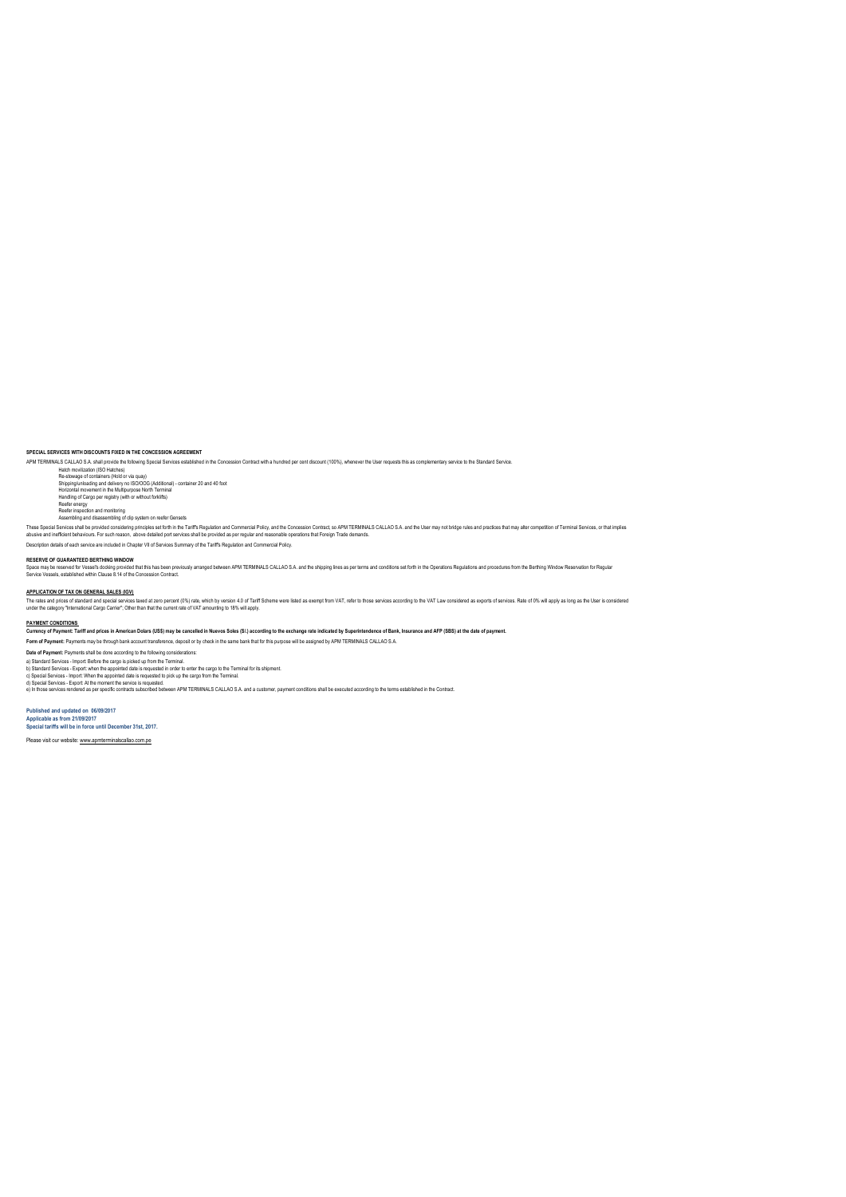**SPECIAL SERVICES WITH DISCOUNTS FIXED IN THE CONCESSION AGREEMENT**

APM TERMINALS CALLAO S.A. shall provide the following Special Services established in the Concession Contract with a hundred per cent discount (100%), whenever the User requests this as complementary service to the Standard Service.

- Hatch movilization (ISO Hatches)
- Re-stowage of containers (Hold or via quay)
- Shipping/unloading and delivery no ISO/OOG (Additional) - container 20 and 40 foot
- Horizontal movement in the Multipurpose North Terminal
- Handling of Cargo per registry (with or without forklifts)
- Reefer energy
- Reefer inspection and monitoring
- Assembling and disassembling of clip system on reefer Gensets

These Special Services shall be provided considering principles set forth in the Tariff's Regulation and Commercial Policy, and the Concession Contract, so APM TERMINALS CALLAO S.A. and the User may not bridge rules and practices that may alter competition of Terminal Services, or that implies abusive and inefficient behaviours. For such reason, above detailed port services shall be provided as per regular and reasonable operations that Foreign Trade demands.

Description details of each service are included in Chapter VII of Services Summary of the Tariff's Regulation and Commercial Policy.

**RESERVE OF GUARANTEED BERTHING WINDOW**

Space may be reserved for Vessel's docking provided that this has been previously arranged between APM TERMINALS CALLAO S.A. and the shipping lines as per terms and conditions set forth in the Operations Regulations and procedures from the Berthing Window Reservation for Regular Service Vessels, established within Clause 8.14 of the Concession Contract.

**APPLICATION OF TAX ON GENERAL SALES (IGV)**

The rates and prices of standard and special services taxed at zero percent (0%) rate, which by version 4.0 of Tariff Scheme were listed as exempt from VAT, refer to those services according to the VAT Law considered as exports of services. Rate of 0% will apply as long as the User is considered under the category "International Cargo Carrier"; Other than that the current rate of VAT amounting to 18% will apply.

**PAYMENT CONDITIONS**

**Currency of Payment: Tariff and prices in American Dolars (US$) may be cancelled in Nuevos Soles (S/.) according to the exchange rate indicated by Superintendence of Bank, Insurance and AFP (SBS) at the date of payment.**

**Form of Payment:** Payments may be through bank account transference, deposit or by check in the same bank that for this purpose will be assigned by APM TERMINALS CALLAO S.A.

**Date of Payment:** Payments shall be done according to the following considerations:

a) Standard Services - Import: Before the cargo is picked up from the Terminal.
b) Standard Services - Export: when the appointed date is requested in order to enter the cargo to the Terminal for its shipment.
c) Special Services - Import: When the appointed date is requested to pick up the cargo from the Terminal.
d) Special Services - Export: At the moment the service is requested.
e) In those services rendered as per specific contracts subscribed between APM TERMINALS CALLAO S.A. and a customer, payment conditions shall be executed according to the terms established in the Contract.

**Published and updated on 06/09/2017**
**Applicable as from 21/09/2017**
**Special tariffs will be in force until December 31st, 2017.**

Please visit our website: www.apmterminalscallao.com.pe